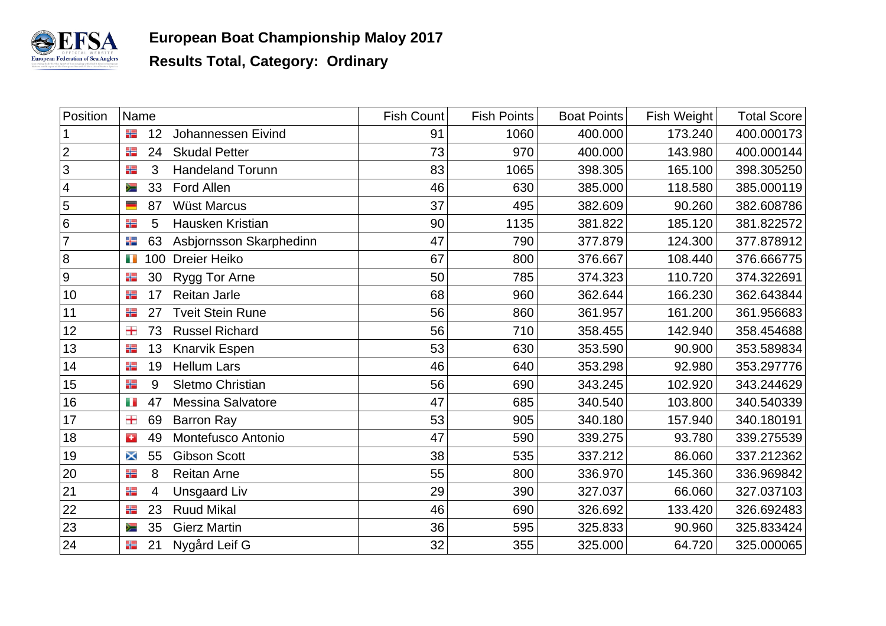## European Boat Championship Maloy 2017

## Results Total, Category: Ordinary

| Position | Name | | Fish Count | Fish Points | Boat Points | Fish Weight | Total Score |
|---|---|---|---|---|---|---|---|
| 1 | 12 | Johannessen Eivind | 91 | 1060 | 400.000 | 173.240 | 400.000173 |
| 2 | 24 | Skudal Petter | 73 | 970 | 400.000 | 143.980 | 400.000144 |
| 3 | 3 | Handeland Torunn | 83 | 1065 | 398.305 | 165.100 | 398.305250 |
| 4 | 33 | Ford Allen | 46 | 630 | 385.000 | 118.580 | 385.000119 |
| 5 | 87 | Wüst Marcus | 37 | 495 | 382.609 | 90.260 | 382.608786 |
| 6 | 5 | Hausken Kristian | 90 | 1135 | 381.822 | 185.120 | 381.822572 |
| 7 | 63 | Asbjornsson Skarphedinn | 47 | 790 | 377.879 | 124.300 | 377.878912 |
| 8 | 100 | Dreier Heiko | 67 | 800 | 376.667 | 108.440 | 376.666775 |
| 9 | 30 | Rygg Tor Arne | 50 | 785 | 374.323 | 110.720 | 374.322691 |
| 10 | 17 | Reitan Jarle | 68 | 960 | 362.644 | 166.230 | 362.643844 |
| 11 | 27 | Tveit Stein Rune | 56 | 860 | 361.957 | 161.200 | 361.956683 |
| 12 | 73 | Russel Richard | 56 | 710 | 358.455 | 142.940 | 358.454688 |
| 13 | 13 | Knarvik Espen | 53 | 630 | 353.590 | 90.900 | 353.589834 |
| 14 | 19 | Hellum Lars | 46 | 640 | 353.298 | 92.980 | 353.297776 |
| 15 | 9 | Sletmo Christian | 56 | 690 | 343.245 | 102.920 | 343.244629 |
| 16 | 47 | Messina Salvatore | 47 | 685 | 340.540 | 103.800 | 340.540339 |
| 17 | 69 | Barron Ray | 53 | 905 | 340.180 | 157.940 | 340.180191 |
| 18 | 49 | Montefusco Antonio | 47 | 590 | 339.275 | 93.780 | 339.275539 |
| 19 | 55 | Gibson Scott | 38 | 535 | 337.212 | 86.060 | 337.212362 |
| 20 | 8 | Reitan Arne | 55 | 800 | 336.970 | 145.360 | 336.969842 |
| 21 | 4 | Unsgaard Liv | 29 | 390 | 327.037 | 66.060 | 327.037103 |
| 22 | 23 | Ruud Mikal | 46 | 690 | 326.692 | 133.420 | 326.692483 |
| 23 | 35 | Gierz Martin | 36 | 595 | 325.833 | 90.960 | 325.833424 |
| 24 | 21 | Nygård Leif G | 32 | 355 | 325.000 | 64.720 | 325.000065 |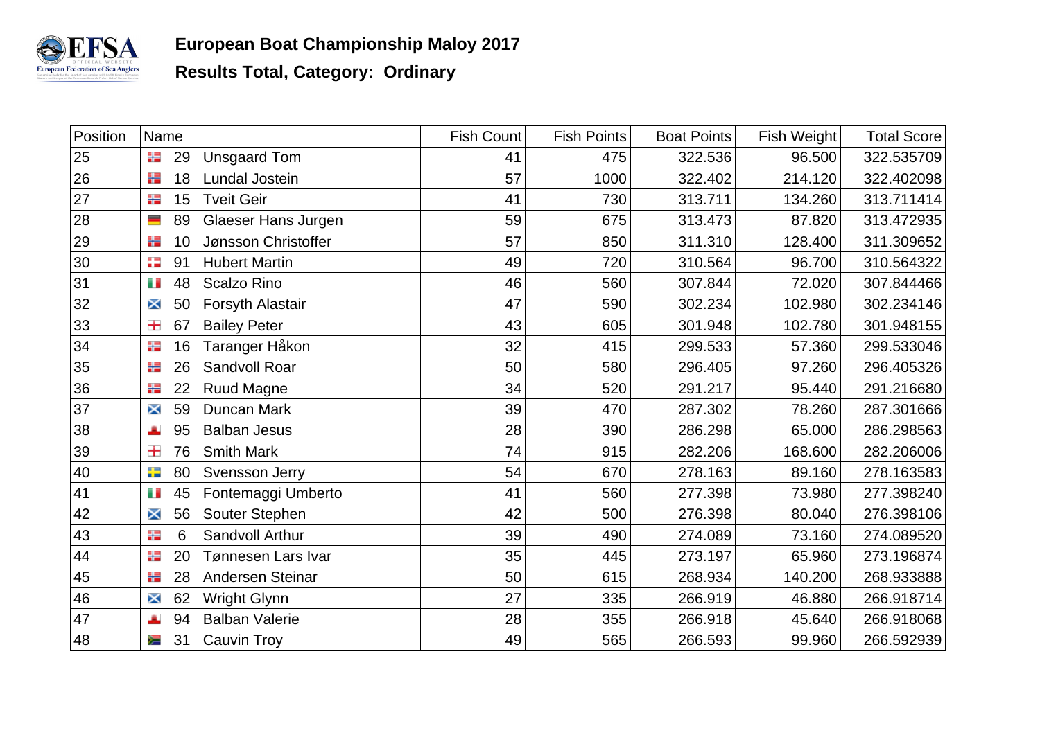## European Boat Championship Maloy 2017

## Results Total, Category: Ordinary

| Position | Name | | Fish Count | Fish Points | Boat Points | Fish Weight | Total Score |
|---|---|---|---|---|---|---|---|
| 25 | 29 | Unsgaard Tom | 41 | 475 | 322.536 | 96.500 | 322.535709 |
| 26 | 18 | Lundal Jostein | 57 | 1000 | 322.402 | 214.120 | 322.402098 |
| 27 | 15 | Tveit Geir | 41 | 730 | 313.711 | 134.260 | 313.711414 |
| 28 | 89 | Glaeser Hans Jurgen | 59 | 675 | 313.473 | 87.820 | 313.472935 |
| 29 | 10 | Jønsson Christoffer | 57 | 850 | 311.310 | 128.400 | 311.309652 |
| 30 | 91 | Hubert Martin | 49 | 720 | 310.564 | 96.700 | 310.564322 |
| 31 | 48 | Scalzo Rino | 46 | 560 | 307.844 | 72.020 | 307.844466 |
| 32 | 50 | Forsyth Alastair | 47 | 590 | 302.234 | 102.980 | 302.234146 |
| 33 | 67 | Bailey Peter | 43 | 605 | 301.948 | 102.780 | 301.948155 |
| 34 | 16 | Taranger Håkon | 32 | 415 | 299.533 | 57.360 | 299.533046 |
| 35 | 26 | Sandvoll Roar | 50 | 580 | 296.405 | 97.260 | 296.405326 |
| 36 | 22 | Ruud Magne | 34 | 520 | 291.217 | 95.440 | 291.216680 |
| 37 | 59 | Duncan Mark | 39 | 470 | 287.302 | 78.260 | 287.301666 |
| 38 | 95 | Balban Jesus | 28 | 390 | 286.298 | 65.000 | 286.298563 |
| 39 | 76 | Smith Mark | 74 | 915 | 282.206 | 168.600 | 282.206006 |
| 40 | 80 | Svensson Jerry | 54 | 670 | 278.163 | 89.160 | 278.163583 |
| 41 | 45 | Fontemaggi Umberto | 41 | 560 | 277.398 | 73.980 | 277.398240 |
| 42 | 56 | Souter Stephen | 42 | 500 | 276.398 | 80.040 | 276.398106 |
| 43 | 6 | Sandvoll Arthur | 39 | 490 | 274.089 | 73.160 | 274.089520 |
| 44 | 20 | Tønnesen Lars Ivar | 35 | 445 | 273.197 | 65.960 | 273.196874 |
| 45 | 28 | Andersen Steinar | 50 | 615 | 268.934 | 140.200 | 268.933888 |
| 46 | 62 | Wright Glynn | 27 | 335 | 266.919 | 46.880 | 266.918714 |
| 47 | 94 | Balban Valerie | 28 | 355 | 266.918 | 45.640 | 266.918068 |
| 48 | 31 | Cauvin Troy | 49 | 565 | 266.593 | 99.960 | 266.592939 |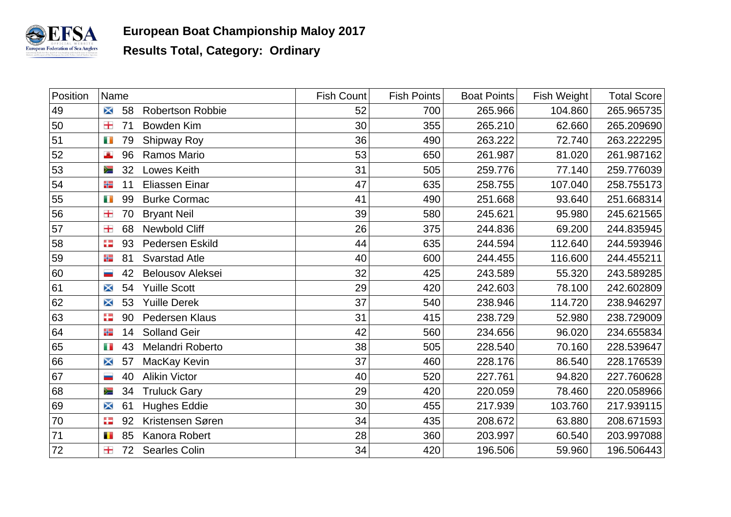# European Boat Championship Maloy 2017

## Results Total, Category: Ordinary

| Position | Name | | Fish Count | Fish Points | Boat Points | Fish Weight | Total Score |
|---|---|---|---|---|---|---|---|
| 49 | 58 | Robertson Robbie | 52 | 700 | 265.966 | 104.860 | 265.965735 |
| 50 | 71 | Bowden Kim | 30 | 355 | 265.210 | 62.660 | 265.209690 |
| 51 | 79 | Shipway Roy | 36 | 490 | 263.222 | 72.740 | 263.222295 |
| 52 | 96 | Ramos Mario | 53 | 650 | 261.987 | 81.020 | 261.987162 |
| 53 | 32 | Lowes Keith | 31 | 505 | 259.776 | 77.140 | 259.776039 |
| 54 | 11 | Eliassen Einar | 47 | 635 | 258.755 | 107.040 | 258.755173 |
| 55 | 99 | Burke Cormac | 41 | 490 | 251.668 | 93.640 | 251.668314 |
| 56 | 70 | Bryant Neil | 39 | 580 | 245.621 | 95.980 | 245.621565 |
| 57 | 68 | Newbold Cliff | 26 | 375 | 244.836 | 69.200 | 244.835945 |
| 58 | 93 | Pedersen Eskild | 44 | 635 | 244.594 | 112.640 | 244.593946 |
| 59 | 81 | Svarstad Atle | 40 | 600 | 244.455 | 116.600 | 244.455211 |
| 60 | 42 | Belousov Aleksei | 32 | 425 | 243.589 | 55.320 | 243.589285 |
| 61 | 54 | Yuille Scott | 29 | 420 | 242.603 | 78.100 | 242.602809 |
| 62 | 53 | Yuille Derek | 37 | 540 | 238.946 | 114.720 | 238.946297 |
| 63 | 90 | Pedersen Klaus | 31 | 415 | 238.729 | 52.980 | 238.729009 |
| 64 | 14 | Solland Geir | 42 | 560 | 234.656 | 96.020 | 234.655834 |
| 65 | 43 | Melandri Roberto | 38 | 505 | 228.540 | 70.160 | 228.539647 |
| 66 | 57 | MacKay Kevin | 37 | 460 | 228.176 | 86.540 | 228.176539 |
| 67 | 40 | Alikin Victor | 40 | 520 | 227.761 | 94.820 | 227.760628 |
| 68 | 34 | Truluck Gary | 29 | 420 | 220.059 | 78.460 | 220.058966 |
| 69 | 61 | Hughes Eddie | 30 | 455 | 217.939 | 103.760 | 217.939115 |
| 70 | 92 | Kristensen Søren | 34 | 435 | 208.672 | 63.880 | 208.671593 |
| 71 | 85 | Kanora Robert | 28 | 360 | 203.997 | 60.540 | 203.997088 |
| 72 | 72 | Searles Colin | 34 | 420 | 196.506 | 59.960 | 196.506443 |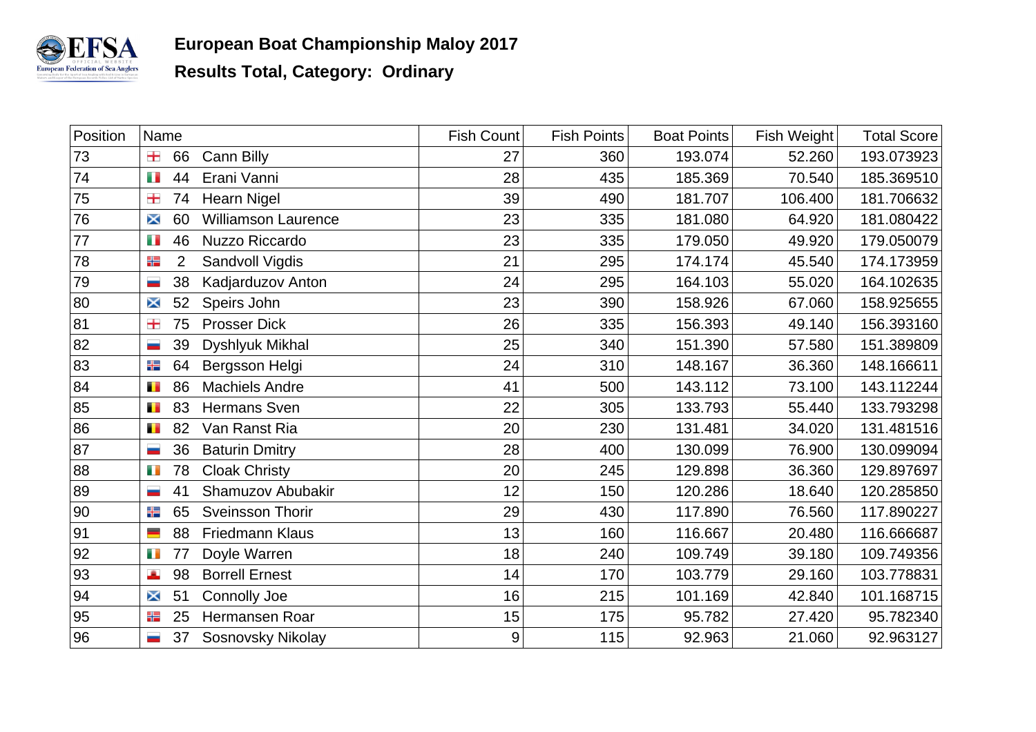# European Boat Championship Maloy 2017

## Results Total, Category: Ordinary

| Position | Name | | Fish Count | Fish Points | Boat Points | Fish Weight | Total Score |
|---|---|---|---|---|---|---|---|
| 73 | 66 | Cann Billy | 27 | 360 | 193.074 | 52.260 | 193.073923 |
| 74 | 44 | Erani Vanni | 28 | 435 | 185.369 | 70.540 | 185.369510 |
| 75 | 74 | Hearn Nigel | 39 | 490 | 181.707 | 106.400 | 181.706632 |
| 76 | 60 | Williamson Laurence | 23 | 335 | 181.080 | 64.920 | 181.080422 |
| 77 | 46 | Nuzzo Riccardo | 23 | 335 | 179.050 | 49.920 | 179.050079 |
| 78 | 2 | Sandvoll Vigdis | 21 | 295 | 174.174 | 45.540 | 174.173959 |
| 79 | 38 | Kadjarduzov Anton | 24 | 295 | 164.103 | 55.020 | 164.102635 |
| 80 | 52 | Speirs John | 23 | 390 | 158.926 | 67.060 | 158.925655 |
| 81 | 75 | Prosser Dick | 26 | 335 | 156.393 | 49.140 | 156.393160 |
| 82 | 39 | Dyshlyuk Mikhal | 25 | 340 | 151.390 | 57.580 | 151.389809 |
| 83 | 64 | Bergsson Helgi | 24 | 310 | 148.167 | 36.360 | 148.166611 |
| 84 | 86 | Machiels Andre | 41 | 500 | 143.112 | 73.100 | 143.112244 |
| 85 | 83 | Hermans Sven | 22 | 305 | 133.793 | 55.440 | 133.793298 |
| 86 | 82 | Van Ranst Ria | 20 | 230 | 131.481 | 34.020 | 131.481516 |
| 87 | 36 | Baturin Dmitry | 28 | 400 | 130.099 | 76.900 | 130.099094 |
| 88 | 78 | Cloak Christy | 20 | 245 | 129.898 | 36.360 | 129.897697 |
| 89 | 41 | Shamuzov Abubakir | 12 | 150 | 120.286 | 18.640 | 120.285850 |
| 90 | 65 | Sveinsson Thorir | 29 | 430 | 117.890 | 76.560 | 117.890227 |
| 91 | 88 | Friedmann Klaus | 13 | 160 | 116.667 | 20.480 | 116.666687 |
| 92 | 77 | Doyle Warren | 18 | 240 | 109.749 | 39.180 | 109.749356 |
| 93 | 98 | Borrell Ernest | 14 | 170 | 103.779 | 29.160 | 103.778831 |
| 94 | 51 | Connolly Joe | 16 | 215 | 101.169 | 42.840 | 101.168715 |
| 95 | 25 | Hermansen Roar | 15 | 175 | 95.782 | 27.420 | 95.782340 |
| 96 | 37 | Sosnovsky Nikolay | 9 | 115 | 92.963 | 21.060 | 92.963127 |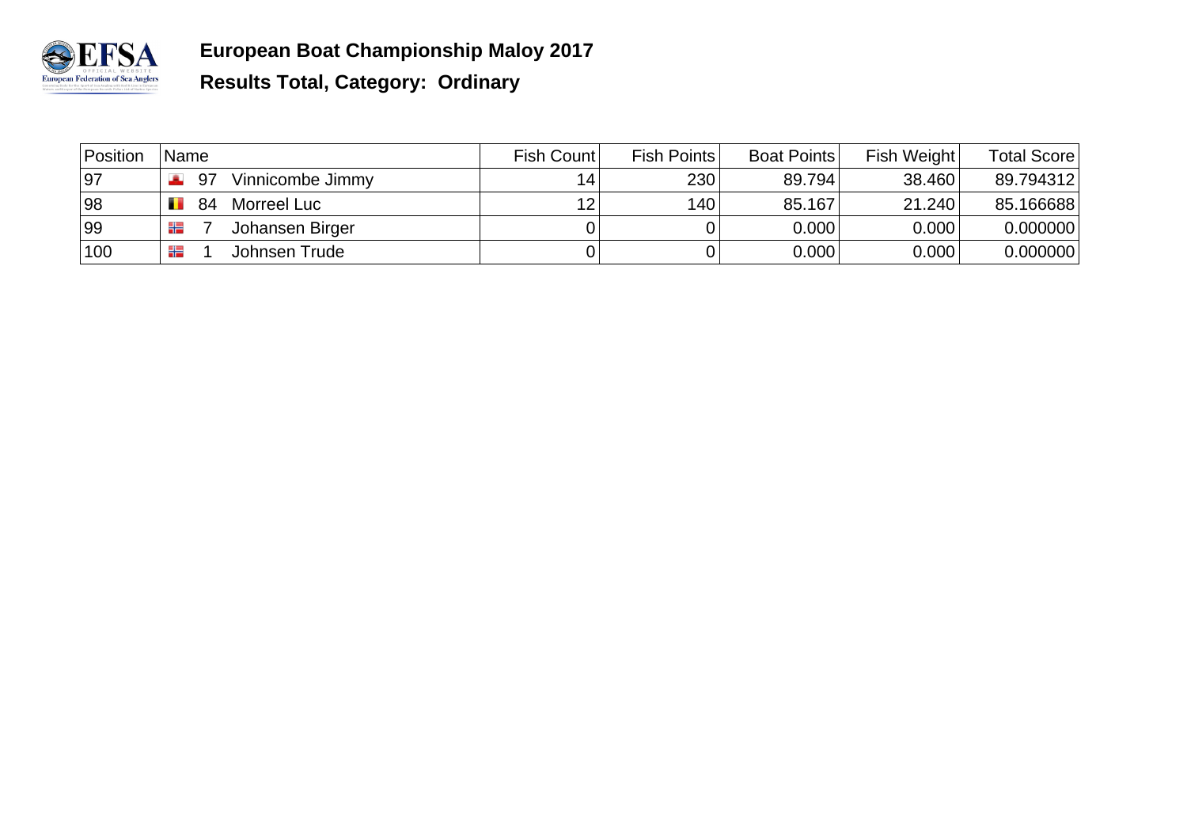**European Boat Championship Maloy 2017**

**Results Total, Category: Ordinary**

| Position | Name | Fish Count | Fish Points | Boat Points | Fish Weight | Total Score |
|---|---|---|---|---|---|---|
| 97 | 97 Vinnicombe Jimmy | 14 | 230 | 89.794 | 38.460 | 89.794312 |
| 98 | 84 Morreel Luc | 12 | 140 | 85.167 | 21.240 | 85.166688 |
| 99 | 7 Johansen Birger | 0 | 0 | 0.000 | 0.000 | 0.000000 |
| 100 | 1 Johnsen Trude | 0 | 0 | 0.000 | 0.000 | 0.000000 |